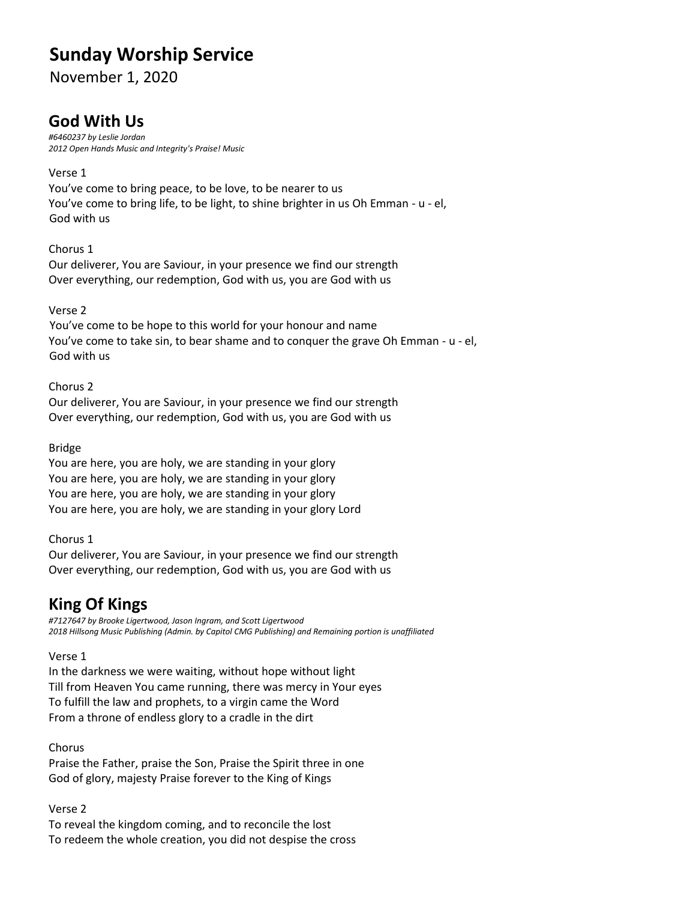# Sunday Worship Service

November 1, 2020

## God With Us

*#6460237 by Leslie Jordan*
*2012 Open Hands Music and Integrity's Praise! Music*

Verse 1
You've come to bring peace, to be love, to be nearer to us
You've come to bring life, to be light, to shine brighter in us Oh Emman - u - el,
God with us

Chorus 1
Our deliverer, You are Saviour, in your presence we find our strength
Over everything, our redemption, God with us, you are God with us

Verse 2
You've come to be hope to this world for your honour and name
You've come to take sin, to bear shame and to conquer the grave Oh Emman - u - el,
God with us

Chorus 2
Our deliverer, You are Saviour, in your presence we find our strength
Over everything, our redemption, God with us, you are God with us

Bridge
You are here, you are holy, we are standing in your glory
You are here, you are holy, we are standing in your glory
You are here, you are holy, we are standing in your glory
You are here, you are holy, we are standing in your glory Lord

Chorus 1
Our deliverer, You are Saviour, in your presence we find our strength
Over everything, our redemption, God with us, you are God with us

## King Of Kings

*#7127647 by Brooke Ligertwood, Jason Ingram, and Scott Ligertwood*
*2018 Hillsong Music Publishing (Admin. by Capitol CMG Publishing) and Remaining portion is unaffiliated*

Verse 1
In the darkness we were waiting, without hope without light
Till from Heaven You came running, there was mercy in Your eyes
To fulfill the law and prophets, to a virgin came the Word
From a throne of endless glory to a cradle in the dirt

Chorus
Praise the Father, praise the Son, Praise the Spirit three in one
God of glory, majesty Praise forever to the King of Kings

Verse 2
To reveal the kingdom coming, and to reconcile the lost
To redeem the whole creation, you did not despise the cross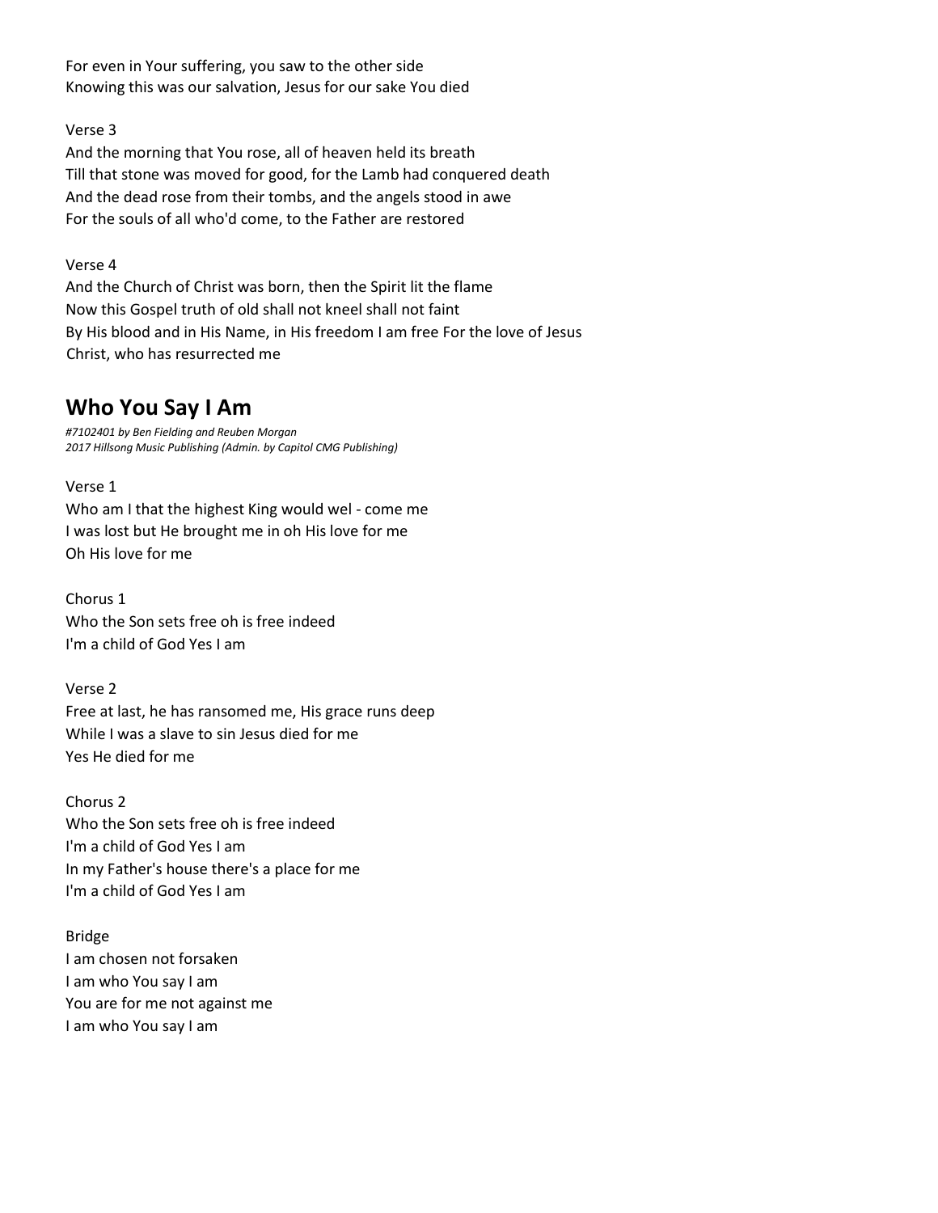For even in Your suffering, you saw to the other side
Knowing this was our salvation, Jesus for our sake You died

Verse 3
And the morning that You rose, all of heaven held its breath
Till that stone was moved for good, for the Lamb had conquered death
And the dead rose from their tombs, and the angels stood in awe
For the souls of all who'd come, to the Father are restored

Verse 4
And the Church of Christ was born, then the Spirit lit the flame
Now this Gospel truth of old shall not kneel shall not faint
By His blood and in His Name, in His freedom I am free For the love of Jesus Christ, who has resurrected me

## Who You Say I Am

*#7102401 by Ben Fielding and Reuben Morgan*
*2017 Hillsong Music Publishing (Admin. by Capitol CMG Publishing)*

Verse 1
Who am I that the highest King would wel - come me
I was lost but He brought me in oh His love for me
Oh His love for me

Chorus 1
Who the Son sets free oh is free indeed
I'm a child of God Yes I am

Verse 2
Free at last, he has ransomed me, His grace runs deep
While I was a slave to sin Jesus died for me
Yes He died for me

Chorus 2
Who the Son sets free oh is free indeed
I'm a child of God Yes I am
In my Father's house there's a place for me
I'm a child of God Yes I am

Bridge
I am chosen not forsaken
I am who You say I am
You are for me not against me
I am who You say I am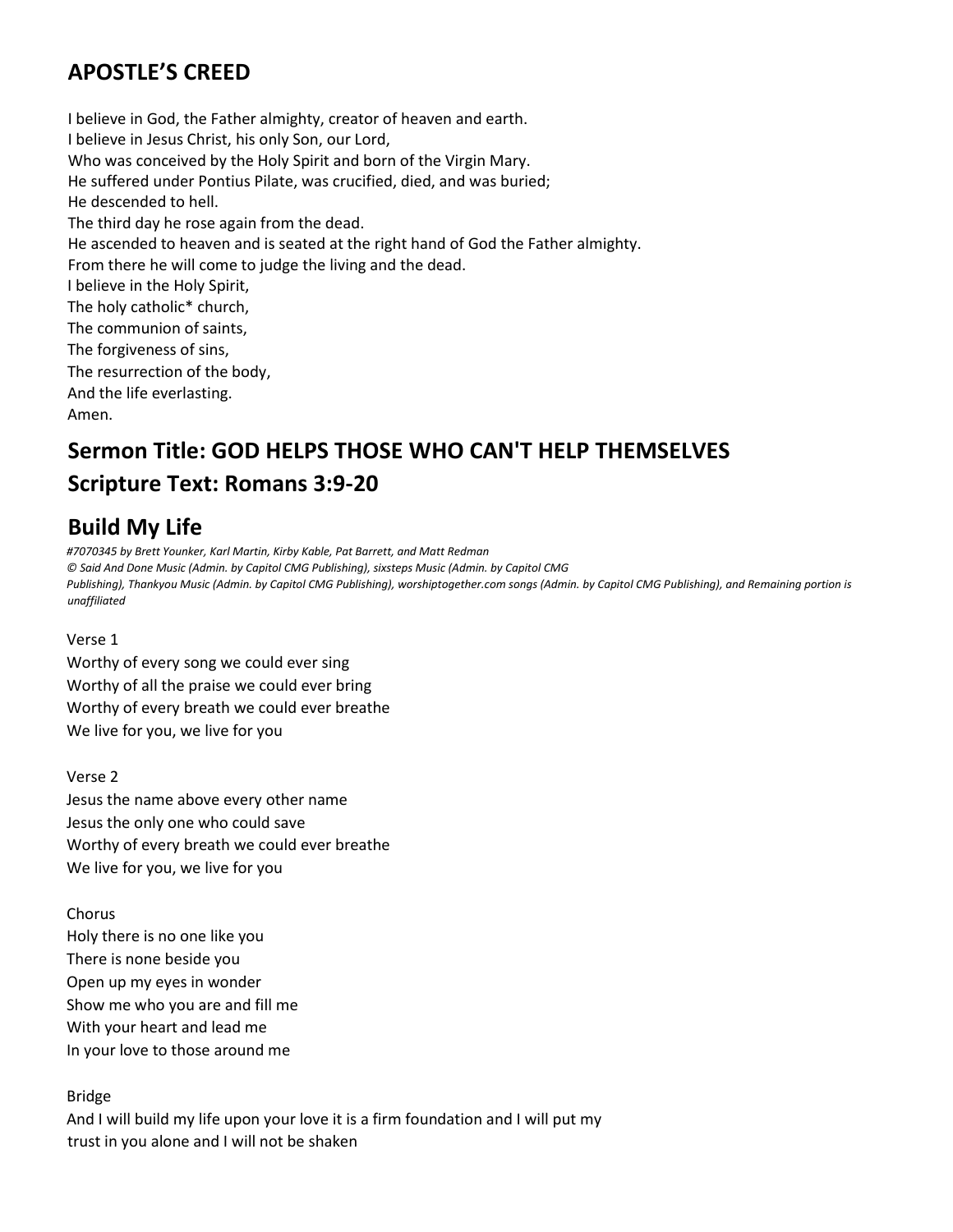## APOSTLE'S CREED

I believe in God, the Father almighty, creator of heaven and earth.
I believe in Jesus Christ, his only Son, our Lord,
Who was conceived by the Holy Spirit and born of the Virgin Mary.
He suffered under Pontius Pilate, was crucified, died, and was buried;
He descended to hell.
The third day he rose again from the dead.
He ascended to heaven and is seated at the right hand of God the Father almighty.
From there he will come to judge the living and the dead.
I believe in the Holy Spirit,
The holy catholic* church,
The communion of saints,
The forgiveness of sins,
The resurrection of the body,
And the life everlasting.
Amen.

## Sermon Title: GOD HELPS THOSE WHO CAN'T HELP THEMSELVES

## Scripture Text: Romans 3:9-20

## Build My Life

*#7070345 by Brett Younker, Karl Martin, Kirby Kable, Pat Barrett, and Matt Redman*
*© Said And Done Music (Admin. by Capitol CMG Publishing), sixsteps Music (Admin. by Capitol CMG Publishing), Thankyou Music (Admin. by Capitol CMG Publishing), worshiptogether.com songs (Admin. by Capitol CMG Publishing), and Remaining portion is unaffiliated*

Verse 1
Worthy of every song we could ever sing
Worthy of all the praise we could ever bring
Worthy of every breath we could ever breathe
We live for you, we live for you

Verse 2
Jesus the name above every other name
Jesus the only one who could save
Worthy of every breath we could ever breathe
We live for you, we live for you

Chorus
Holy there is no one like you
There is none beside you
Open up my eyes in wonder
Show me who you are and fill me
With your heart and lead me
In your love to those around me

Bridge
And I will build my life upon your love it is a firm foundation and I will put my trust in you alone and I will not be shaken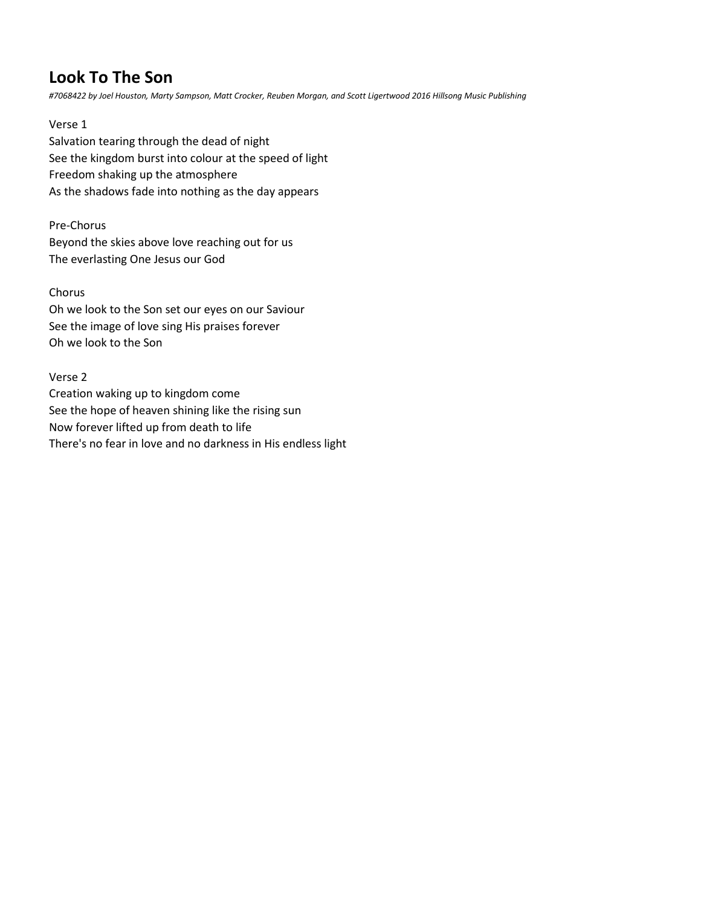# Look To The Son

*#7068422 by Joel Houston, Marty Sampson, Matt Crocker, Reuben Morgan, and Scott Ligertwood 2016 Hillsong Music Publishing*

Verse 1
Salvation tearing through the dead of night
See the kingdom burst into colour at the speed of light
Freedom shaking up the atmosphere
As the shadows fade into nothing as the day appears

Pre-Chorus
Beyond the skies above love reaching out for us
The everlasting One Jesus our God

Chorus
Oh we look to the Son set our eyes on our Saviour
See the image of love sing His praises forever
Oh we look to the Son

Verse 2
Creation waking up to kingdom come
See the hope of heaven shining like the rising sun
Now forever lifted up from death to life
There's no fear in love and no darkness in His endless light